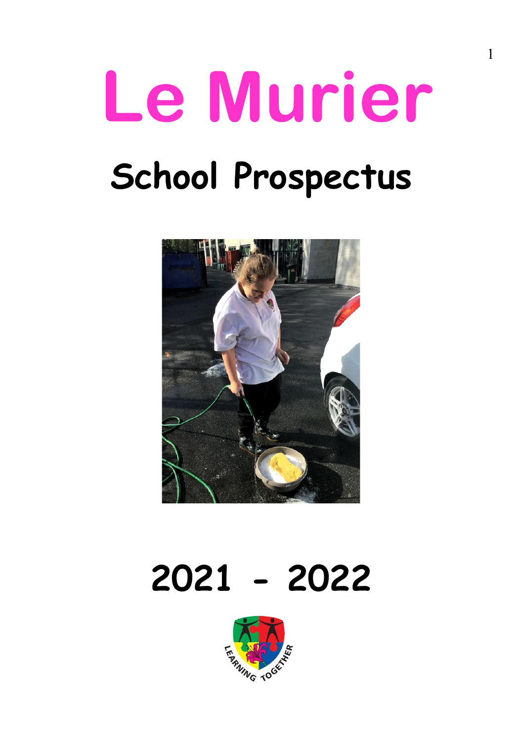# Le Murier

## School Prospectus

## 2021 - 2022

LEARNING TOGETHER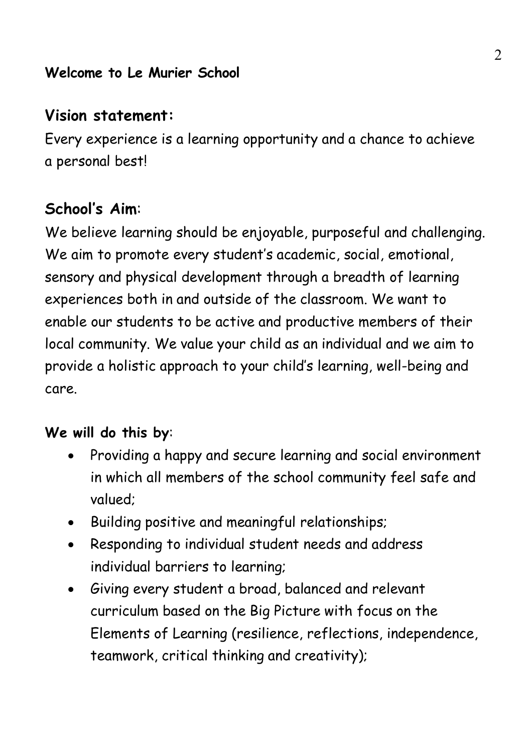**Welcome to Le Murier School**

## Vision statement:

Every experience is a learning opportunity and a chance to achieve a personal best!

## School's Aim:

We believe learning should be enjoyable, purposeful and challenging. We aim to promote every student's academic, social, emotional, sensory and physical development through a breadth of learning experiences both in and outside of the classroom. We want to enable our students to be active and productive members of their local community. We value your child as an individual and we aim to provide a holistic approach to your child's learning, well-being and care.

**We will do this by**:

- Providing a happy and secure learning and social environment in which all members of the school community feel safe and valued;
- Building positive and meaningful relationships;
- Responding to individual student needs and address individual barriers to learning;
- Giving every student a broad, balanced and relevant curriculum based on the Big Picture with focus on the Elements of Learning (resilience, reflections, independence, teamwork, critical thinking and creativity);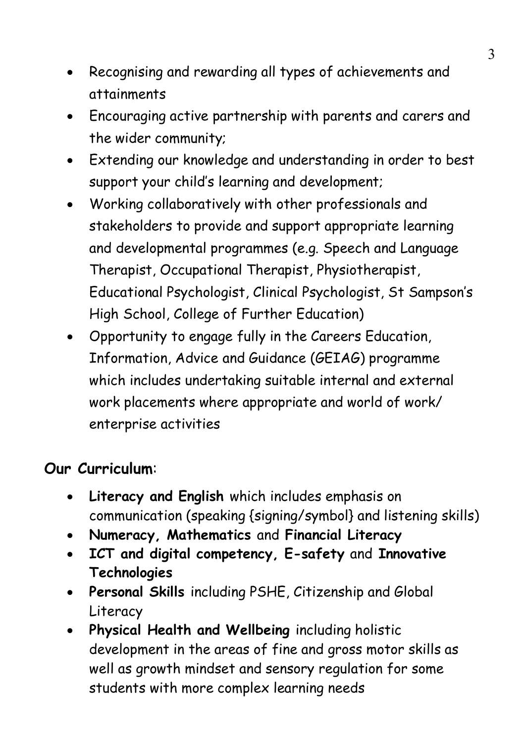- Recognising and rewarding all types of achievements and attainments
- Encouraging active partnership with parents and carers and the wider community;
- Extending our knowledge and understanding in order to best support your child's learning and development;
- Working collaboratively with other professionals and stakeholders to provide and support appropriate learning and developmental programmes (e.g. Speech and Language Therapist, Occupational Therapist, Physiotherapist, Educational Psychologist, Clinical Psychologist, St Sampson's High School, College of Further Education)
- Opportunity to engage fully in the Careers Education, Information, Advice and Guidance (GEIAG) programme which includes undertaking suitable internal and external work placements where appropriate and world of work/ enterprise activities

**Our Curriculum**:

- **Literacy and English** which includes emphasis on communication (speaking {signing/symbol} and listening skills)
- **Numeracy, Mathematics** and **Financial Literacy**
- **ICT and digital competency, E-safety** and **Innovative Technologies**
- **Personal Skills** including PSHE, Citizenship and Global Literacy
- **Physical Health and Wellbeing** including holistic development in the areas of fine and gross motor skills as well as growth mindset and sensory regulation for some students with more complex learning needs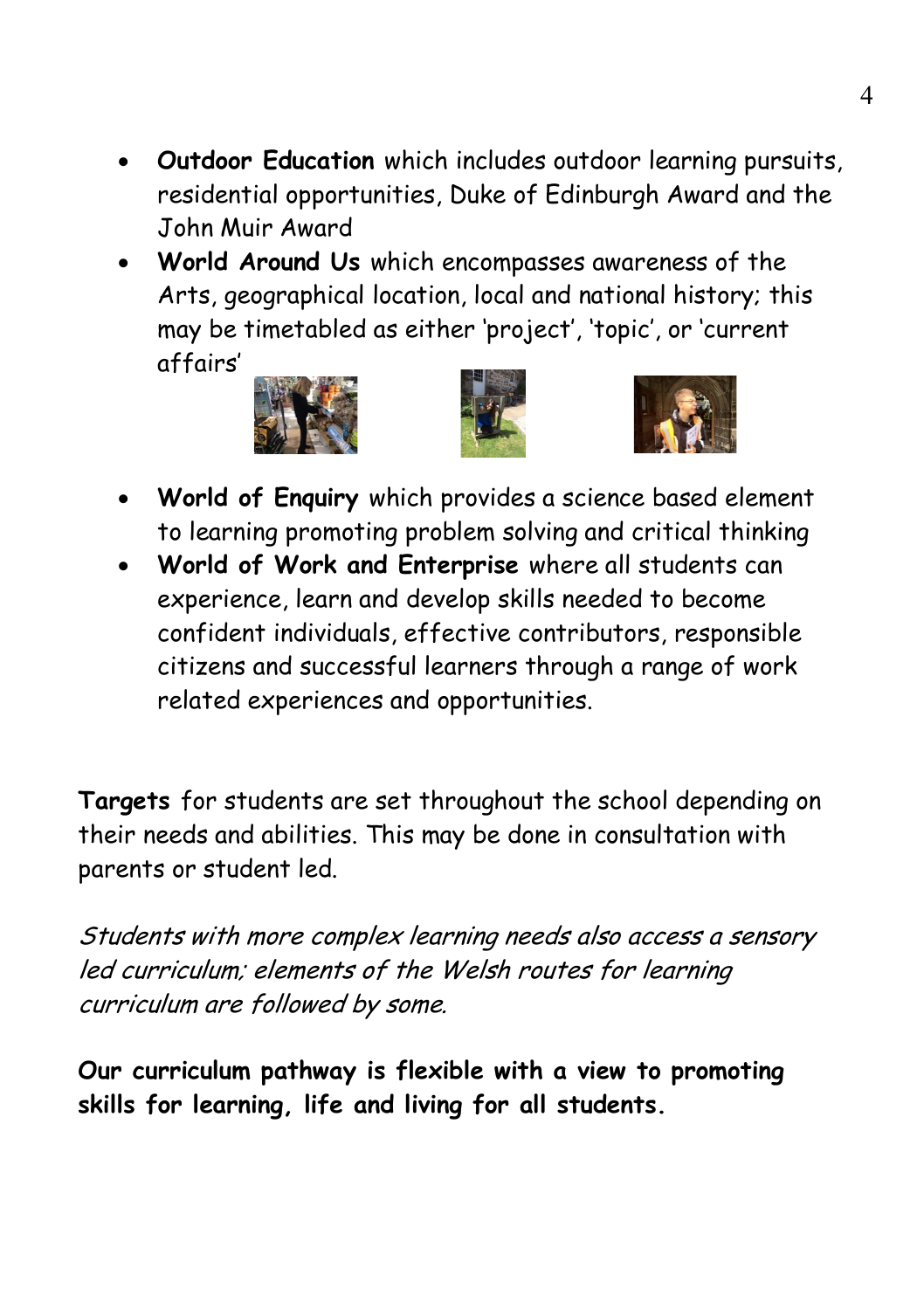- **Outdoor Education** which includes outdoor learning pursuits, residential opportunities, Duke of Edinburgh Award and the John Muir Award
- **World Around Us** which encompasses awareness of the Arts, geographical location, local and national history; this may be timetabled as either 'project', 'topic', or 'current affairs'
- **World of Enquiry** which provides a science based element to learning promoting problem solving and critical thinking
- **World of Work and Enterprise** where all students can experience, learn and develop skills needed to become confident individuals, effective contributors, responsible citizens and successful learners through a range of work related experiences and opportunities.

**Targets** for students are set throughout the school depending on their needs and abilities. This may be done in consultation with parents or student led.

*Students with more complex learning needs also access a sensory led curriculum; elements of the Welsh routes for learning curriculum are followed by some.*

**Our curriculum pathway is flexible with a view to promoting skills for learning, life and living for all students.**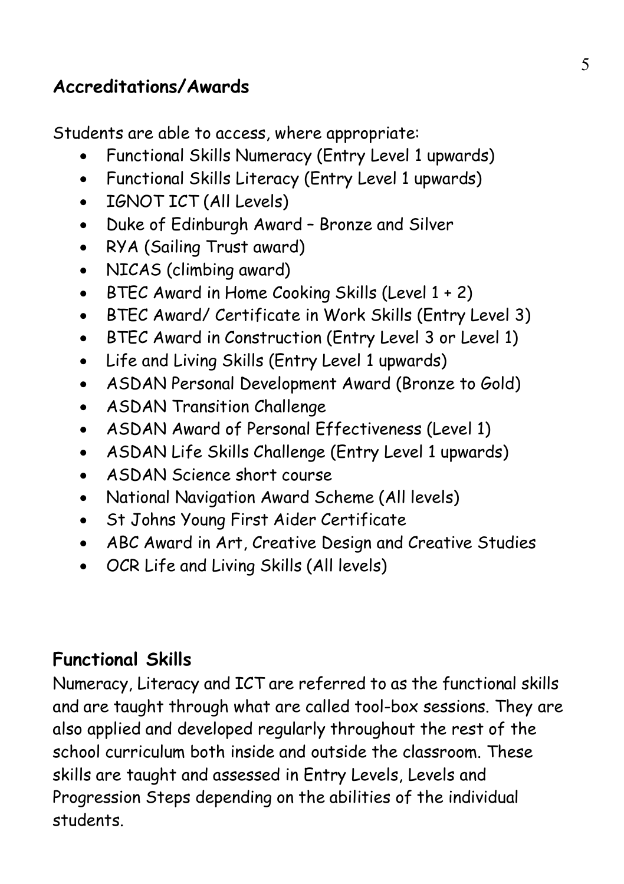## Accreditations/Awards

Students are able to access, where appropriate:

- Functional Skills Numeracy (Entry Level 1 upwards)
- Functional Skills Literacy (Entry Level 1 upwards)
- IGNOT ICT (All Levels)
- Duke of Edinburgh Award – Bronze and Silver
- RYA (Sailing Trust award)
- NICAS (climbing award)
- BTEC Award in Home Cooking Skills (Level 1 + 2)
- BTEC Award/ Certificate in Work Skills (Entry Level 3)
- BTEC Award in Construction (Entry Level 3 or Level 1)
- Life and Living Skills (Entry Level 1 upwards)
- ASDAN Personal Development Award (Bronze to Gold)
- ASDAN Transition Challenge
- ASDAN Award of Personal Effectiveness (Level 1)
- ASDAN Life Skills Challenge (Entry Level 1 upwards)
- ASDAN Science short course
- National Navigation Award Scheme (All levels)
- St Johns Young First Aider Certificate
- ABC Award in Art, Creative Design and Creative Studies
- OCR Life and Living Skills (All levels)

## Functional Skills

Numeracy, Literacy and ICT are referred to as the functional skills and are taught through what are called tool-box sessions. They are also applied and developed regularly throughout the rest of the school curriculum both inside and outside the classroom. These skills are taught and assessed in Entry Levels, Levels and Progression Steps depending on the abilities of the individual students.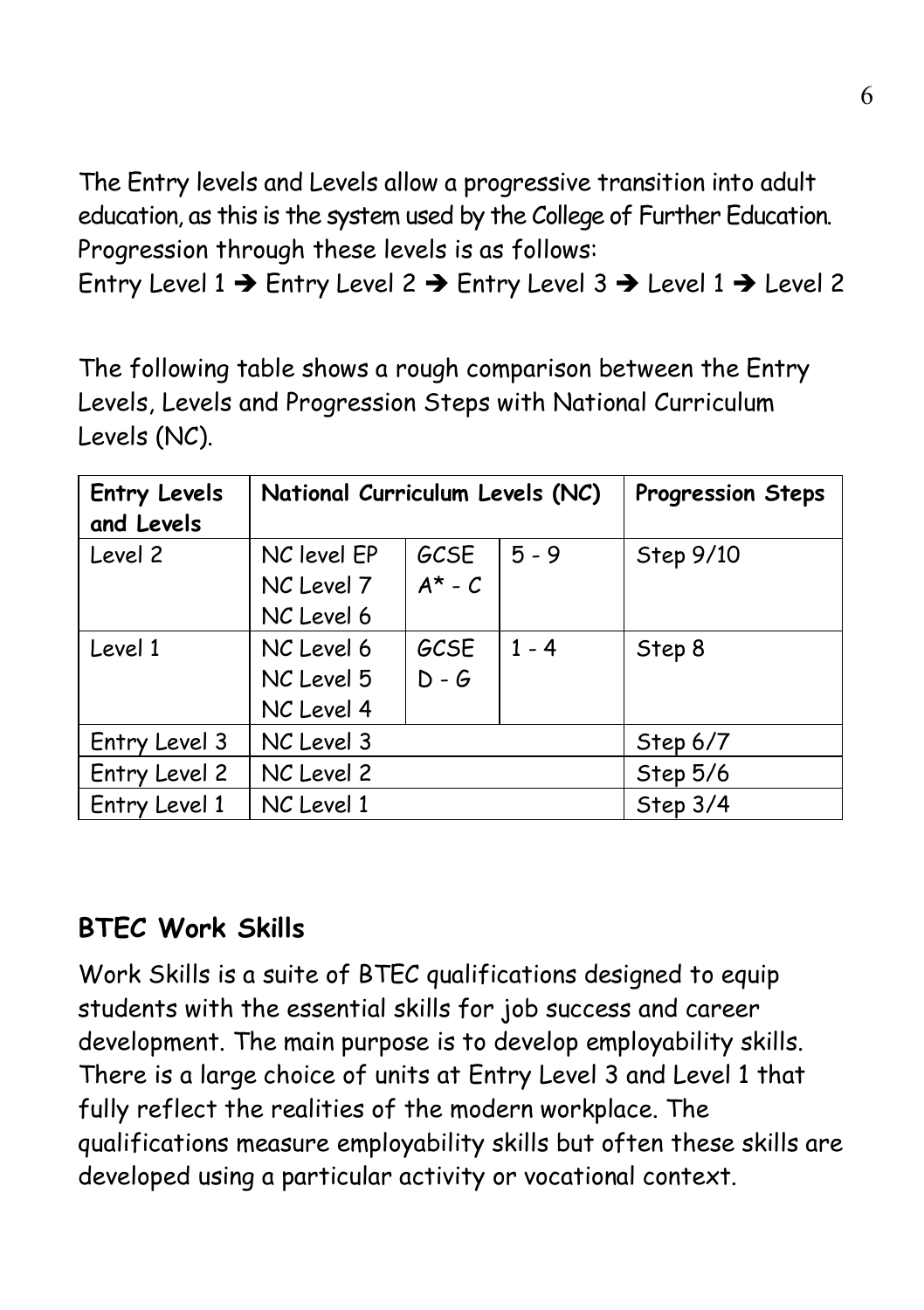The Entry levels and Levels allow a progressive transition into adult education, as this is the system used by the College of Further Education. Progression through these levels is as follows:

Entry Level 1 ➔ Entry Level 2 ➔ Entry Level 3 ➔ Level 1 ➔ Level 2

The following table shows a rough comparison between the Entry Levels, Levels and Progression Steps with National Curriculum Levels (NC).

| **Entry Levels and Levels** | **National Curriculum Levels (NC)** | | | **Progression Steps** |
|---|---|---|---|---|
| Level 2 | NC level EP<br>NC Level 7<br>NC Level 6 | GCSE<br>A* - C | 5 - 9 | Step 9/10 |
| Level 1 | NC Level 6<br>NC Level 5<br>NC Level 4 | GCSE<br>D - G | 1 - 4 | Step 8 |
| Entry Level 3 | NC Level 3 | | | Step 6/7 |
| Entry Level 2 | NC Level 2 | | | Step 5/6 |
| Entry Level 1 | NC Level 1 | | | Step 3/4 |

## BTEC Work Skills

Work Skills is a suite of BTEC qualifications designed to equip students with the essential skills for job success and career development. The main purpose is to develop employability skills. There is a large choice of units at Entry Level 3 and Level 1 that fully reflect the realities of the modern workplace. The qualifications measure employability skills but often these skills are developed using a particular activity or vocational context.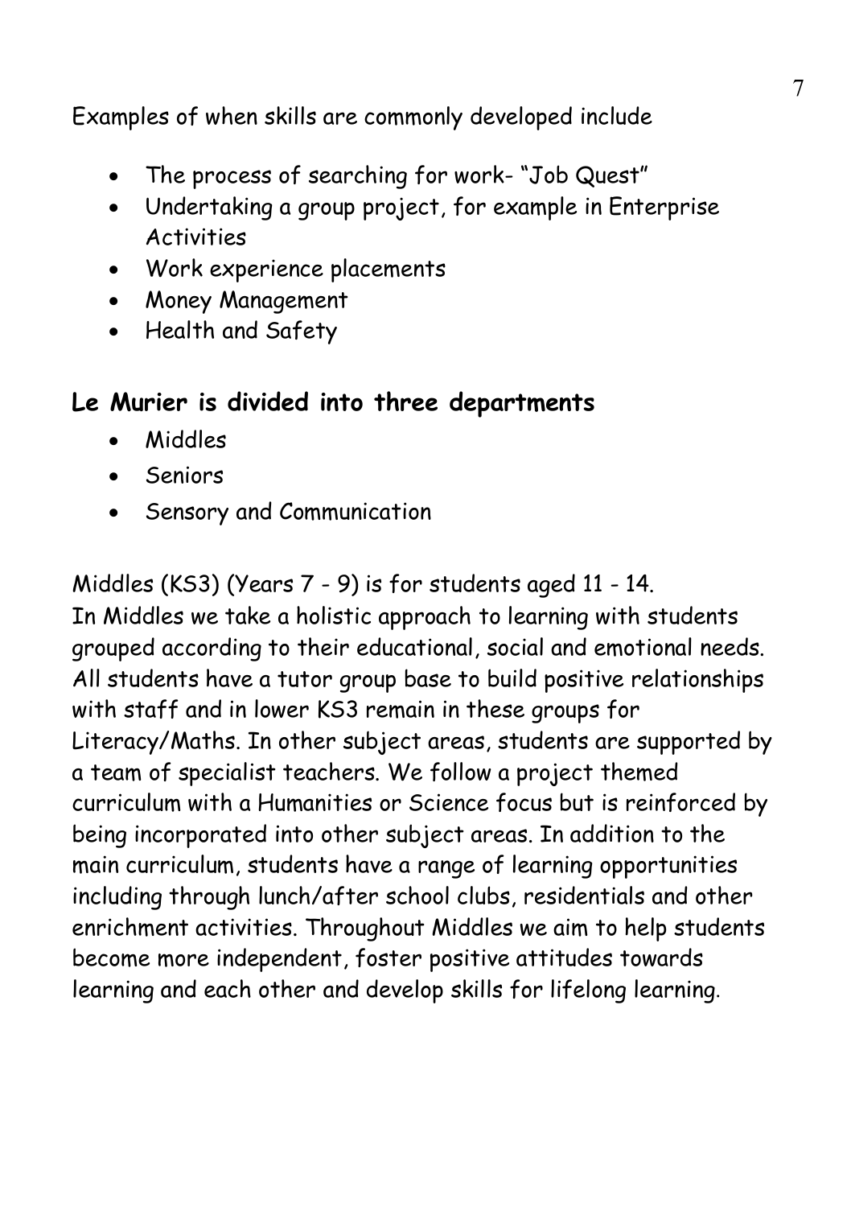Examples of when skills are commonly developed include

- The process of searching for work- "Job Quest"
- Undertaking a group project, for example in Enterprise Activities
- Work experience placements
- Money Management
- Health and Safety

## Le Murier is divided into three departments

- Middles
- Seniors
- Sensory and Communication

Middles (KS3) (Years 7 - 9) is for students aged 11 - 14.
In Middles we take a holistic approach to learning with students grouped according to their educational, social and emotional needs. All students have a tutor group base to build positive relationships with staff and in lower KS3 remain in these groups for Literacy/Maths. In other subject areas, students are supported by a team of specialist teachers. We follow a project themed curriculum with a Humanities or Science focus but is reinforced by being incorporated into other subject areas. In addition to the main curriculum, students have a range of learning opportunities including through lunch/after school clubs, residentials and other enrichment activities. Throughout Middles we aim to help students become more independent, foster positive attitudes towards learning and each other and develop skills for lifelong learning.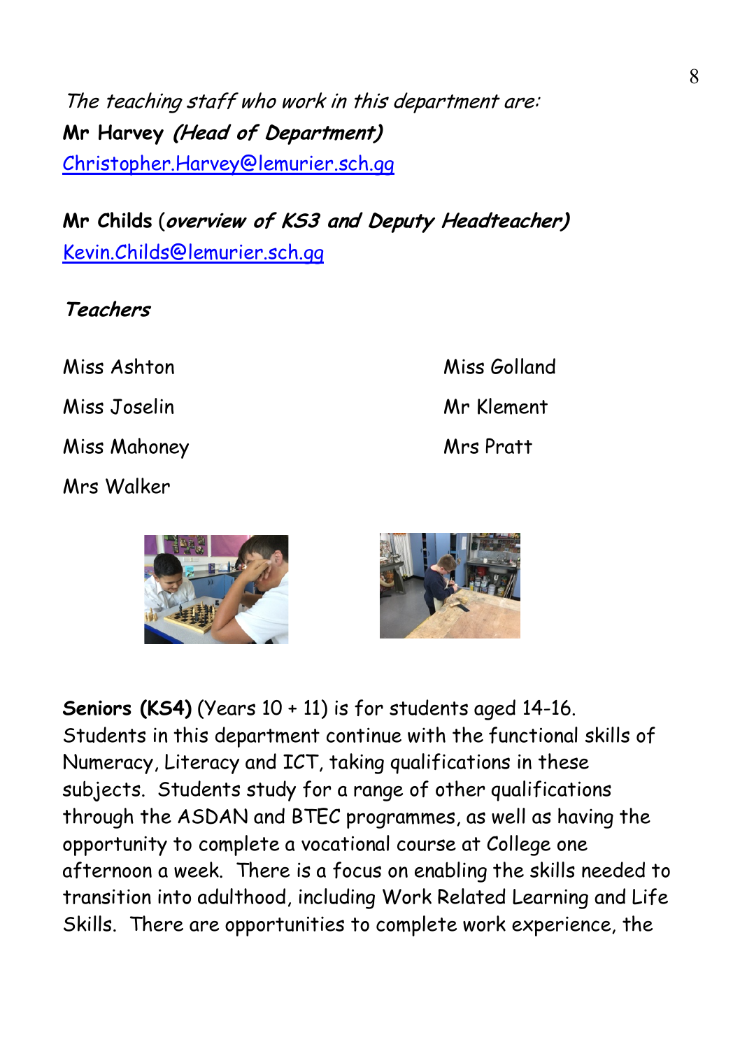*The teaching staff who work in this department are:*

**Mr Harvey** ***(Head of Department)***
Christopher.Harvey@lemurier.sch.gg

**Mr Childs** (***overview of KS3 and Deputy Headteacher)***
Kevin.Childs@lemurier.sch.gg

***Teachers***

Miss Ashton

Miss Golland

Miss Joselin

Mr Klement

Miss Mahoney

Mrs Pratt

Mrs Walker

**Seniors (KS4)** (Years 10 + 11) is for students aged 14-16. Students in this department continue with the functional skills of Numeracy, Literacy and ICT, taking qualifications in these subjects. Students study for a range of other qualifications through the ASDAN and BTEC programmes, as well as having the opportunity to complete a vocational course at College one afternoon a week. There is a focus on enabling the skills needed to transition into adulthood, including Work Related Learning and Life Skills. There are opportunities to complete work experience, the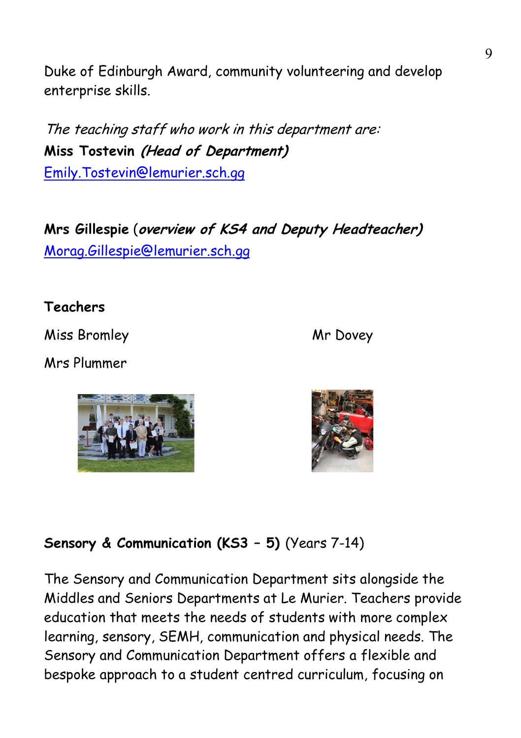Duke of Edinburgh Award, community volunteering and develop enterprise skills.

*The teaching staff who work in this department are:*

**Miss Tostevin** ***(Head of Department)***
[Emily.Tostevin@lemurier.sch.gg](mailto:Emily.Tostevin@lemurier.sch.gg)

**Mrs Gillespie** (***overview of KS4 and Deputy Headteacher)***
[Morag.Gillespie@lemurier.sch.gg](mailto:Morag.Gillespie@lemurier.sch.gg)

**Teachers**

Miss Bromley

Mr Dovey

Mrs Plummer

**Sensory & Communication (KS3 – 5)** (Years 7-14)

The Sensory and Communication Department sits alongside the Middles and Seniors Departments at Le Murier. Teachers provide education that meets the needs of students with more complex learning, sensory, SEMH, communication and physical needs. The Sensory and Communication Department offers a flexible and bespoke approach to a student centred curriculum, focusing on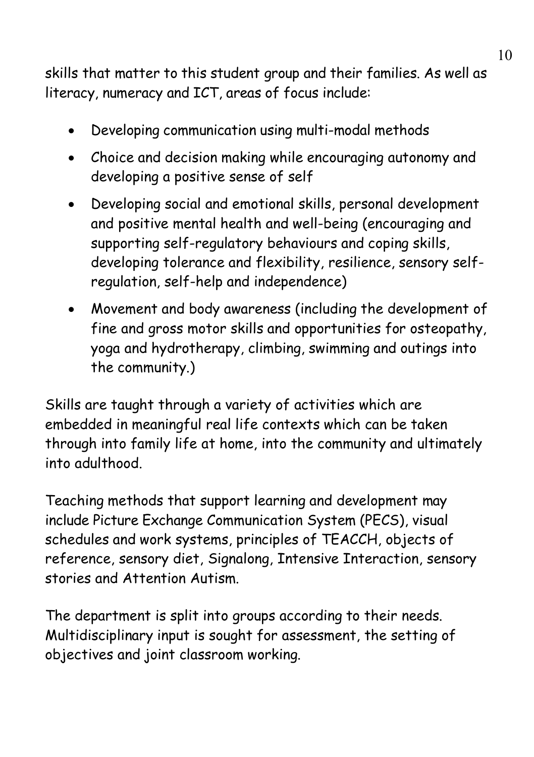skills that matter to this student group and their families. As well as literacy, numeracy and ICT, areas of focus include:

- Developing communication using multi-modal methods
- Choice and decision making while encouraging autonomy and developing a positive sense of self
- Developing social and emotional skills, personal development and positive mental health and well-being (encouraging and supporting self-regulatory behaviours and coping skills, developing tolerance and flexibility, resilience, sensory self-regulation, self-help and independence)
- Movement and body awareness (including the development of fine and gross motor skills and opportunities for osteopathy, yoga and hydrotherapy, climbing, swimming and outings into the community.)

Skills are taught through a variety of activities which are embedded in meaningful real life contexts which can be taken through into family life at home, into the community and ultimately into adulthood.

Teaching methods that support learning and development may include Picture Exchange Communication System (PECS), visual schedules and work systems, principles of TEACCH, objects of reference, sensory diet, Signalong, Intensive Interaction, sensory stories and Attention Autism.

The department is split into groups according to their needs. Multidisciplinary input is sought for assessment, the setting of objectives and joint classroom working.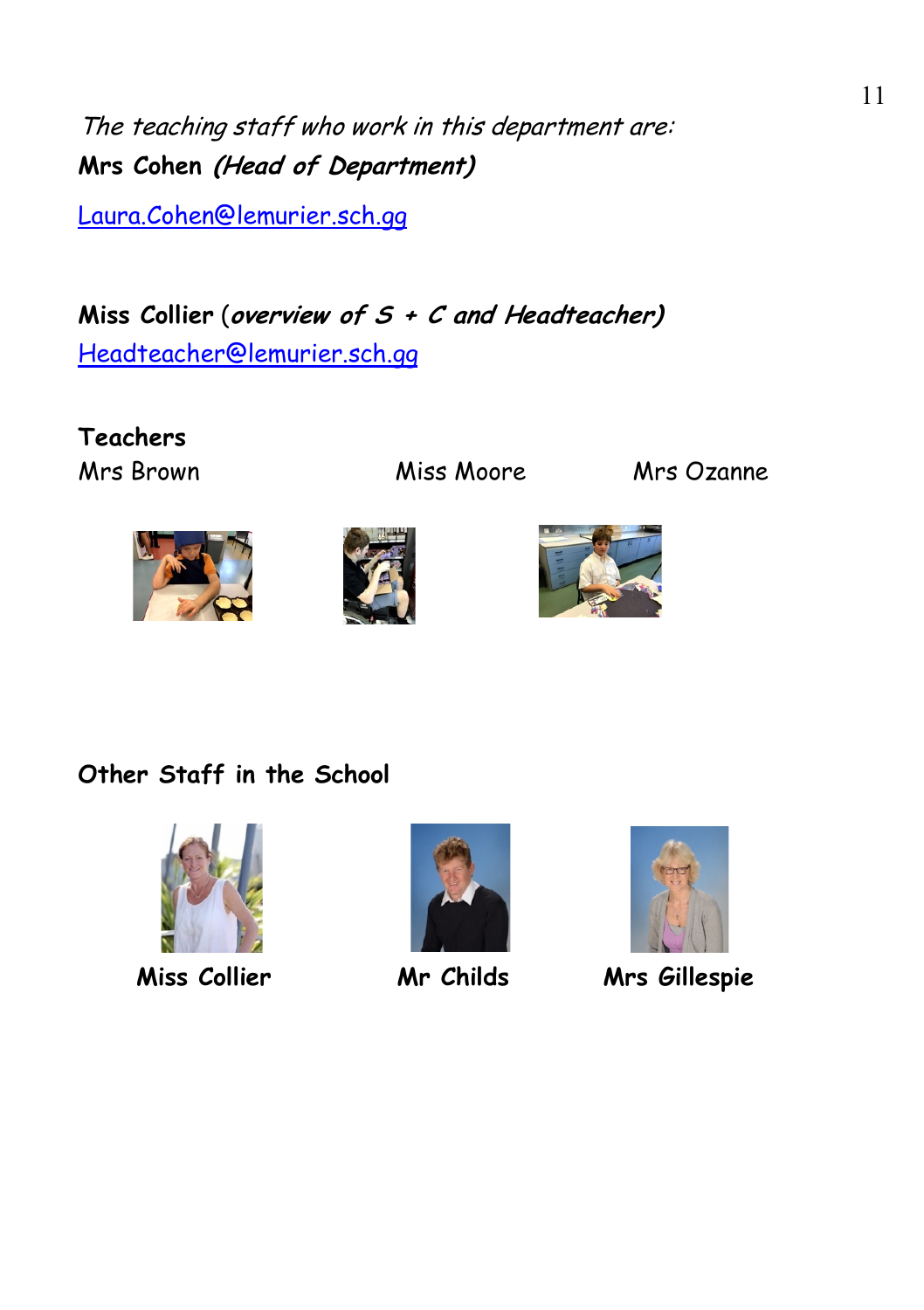*The teaching staff who work in this department are:*

**Mrs Cohen** ***(Head of Department)***

Laura.Cohen@lemurier.sch.gg

**Miss Collier** (***overview of S + C and Headteacher)***

Headteacher@lemurier.sch.gg

**Teachers**

Mrs Brown Miss Moore Mrs Ozanne

**Other Staff in the School**

**Miss Collier** **Mr Childs** **Mrs Gillespie**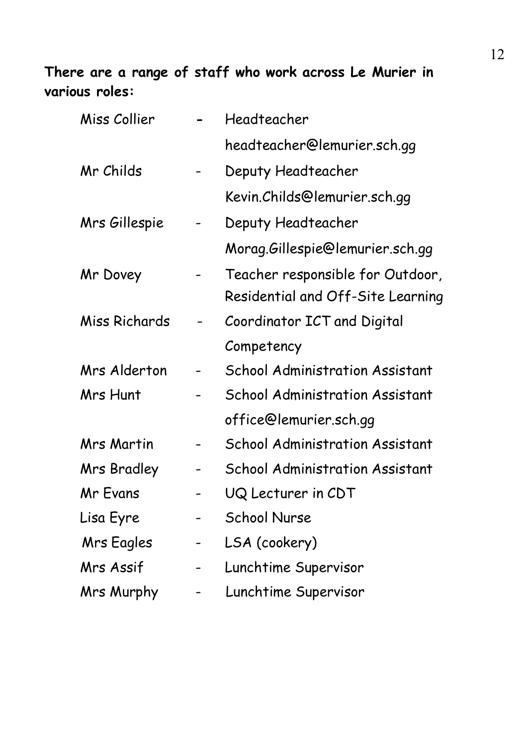**There are a range of staff who work across Le Murier in various roles:**

| | | |
|---|---|---|
| Miss Collier | - | Headteacher<br>headteacher@lemurier.sch.gg |
| Mr Childs | - | Deputy Headteacher<br>Kevin.Childs@lemurier.sch.gg |
| Mrs Gillespie | - | Deputy Headteacher<br>Morag.Gillespie@lemurier.sch.gg |
| Mr Dovey | - | Teacher responsible for Outdoor, Residential and Off-Site Learning |
| Miss Richards | - | Coordinator ICT and Digital Competency |
| Mrs Alderton | - | School Administration Assistant |
| Mrs Hunt | - | School Administration Assistant<br>office@lemurier.sch.gg |
| Mrs Martin | - | School Administration Assistant |
| Mrs Bradley | - | School Administration Assistant |
| Mr Evans | - | UQ Lecturer in CDT |
| Lisa Eyre | - | School Nurse |
| Mrs Eagles | - | LSA (cookery) |
| Mrs Assif | - | Lunchtime Supervisor |
| Mrs Murphy | - | Lunchtime Supervisor |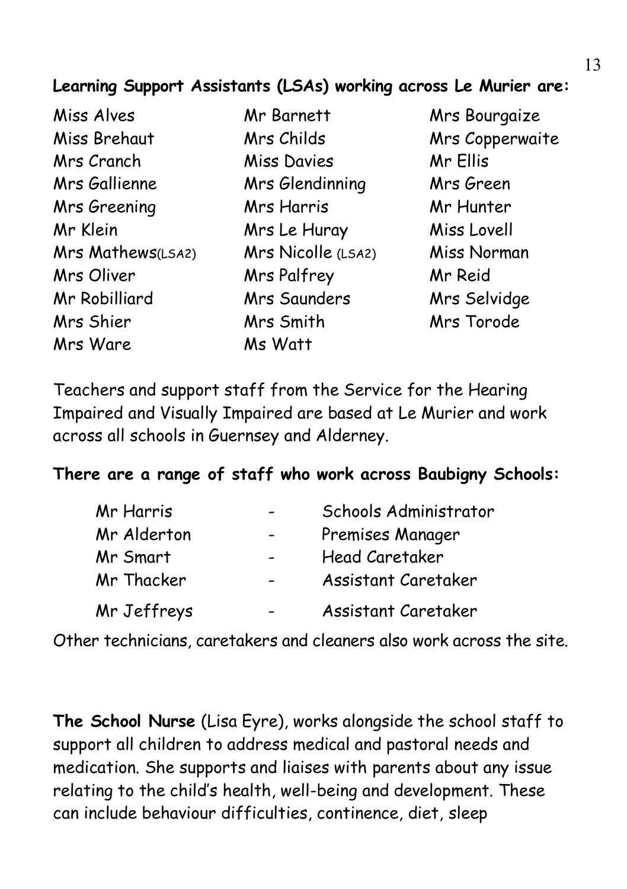**Learning Support Assistants (LSAs) working across Le Murier are:**

| | | |
|---|---|---|
| Miss Alves | Mr Barnett | Mrs Bourgaize |
| Miss Brehaut | Mrs Childs | Mrs Copperwaite |
| Mrs Cranch | Miss Davies | Mr Ellis |
| Mrs Gallienne | Mrs Glendinning | Mrs Green |
| Mrs Greening | Mrs Harris | Mr Hunter |
| Mr Klein | Mrs Le Huray | Miss Lovell |
| Mrs Mathews(LSA2) | Mrs Nicolle (LSA2) | Miss Norman |
| Mrs Oliver | Mrs Palfrey | Mr Reid |
| Mr Robilliard | Mrs Saunders | Mrs Selvidge |
| Mrs Shier | Mrs Smith | Mrs Torode |
| Mrs Ware | Ms Watt | |

Teachers and support staff from the Service for the Hearing Impaired and Visually Impaired are based at Le Murier and work across all schools in Guernsey and Alderney.

**There are a range of staff who work across Baubigny Schools:**

| | | |
|---|---|---|
| Mr Harris | - | Schools Administrator |
| Mr Alderton | - | Premises Manager |
| Mr Smart | - | Head Caretaker |
| Mr Thacker | - | Assistant Caretaker |
| Mr Jeffreys | - | Assistant Caretaker |

Other technicians, caretakers and cleaners also work across the site.

**The School Nurse** (Lisa Eyre), works alongside the school staff to support all children to address medical and pastoral needs and medication. She supports and liaises with parents about any issue relating to the child's health, well-being and development. These can include behaviour difficulties, continence, diet, sleep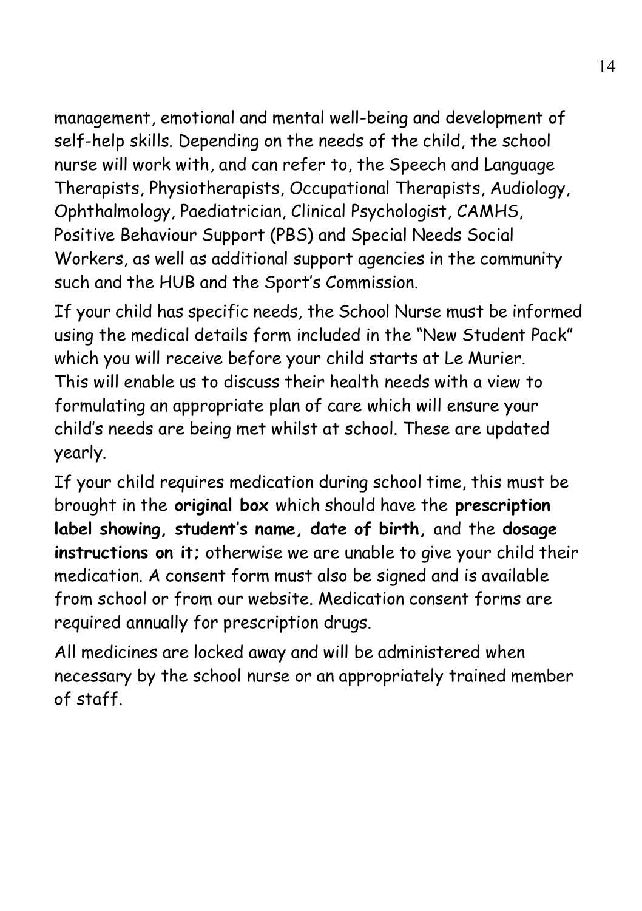management, emotional and mental well-being and development of self-help skills. Depending on the needs of the child, the school nurse will work with, and can refer to, the Speech and Language Therapists, Physiotherapists, Occupational Therapists, Audiology, Ophthalmology, Paediatrician, Clinical Psychologist, CAMHS, Positive Behaviour Support (PBS) and Special Needs Social Workers, as well as additional support agencies in the community such and the HUB and the Sport's Commission.

If your child has specific needs, the School Nurse must be informed using the medical details form included in the "New Student Pack" which you will receive before your child starts at Le Murier. This will enable us to discuss their health needs with a view to formulating an appropriate plan of care which will ensure your child's needs are being met whilst at school. These are updated yearly.

If your child requires medication during school time, this must be brought in the **original box** which should have the **prescription label showing, student's name, date of birth,** and the **dosage instructions on it;** otherwise we are unable to give your child their medication. A consent form must also be signed and is available from school or from our website. Medication consent forms are required annually for prescription drugs.

All medicines are locked away and will be administered when necessary by the school nurse or an appropriately trained member of staff.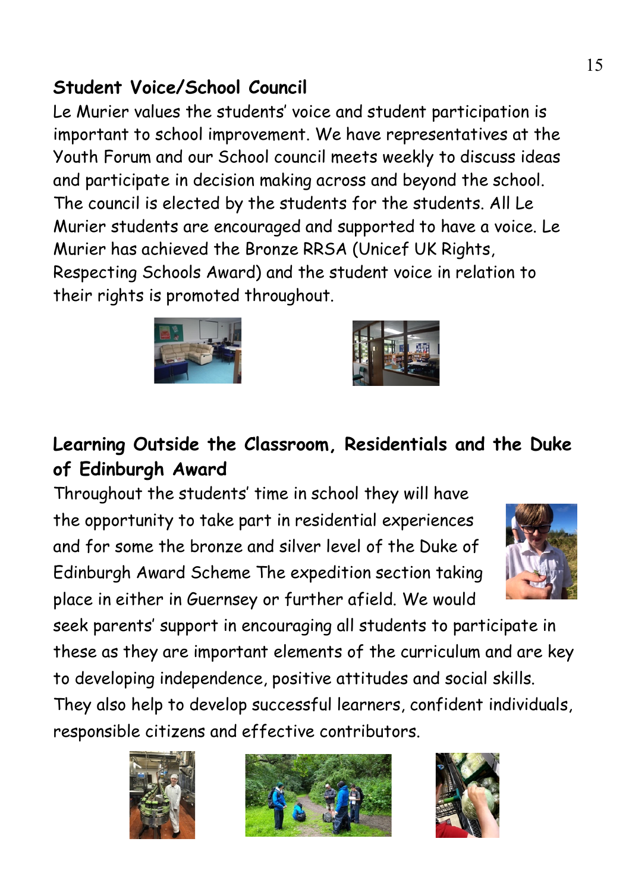## Student Voice/School Council

Le Murier values the students' voice and student participation is important to school improvement. We have representatives at the Youth Forum and our School council meets weekly to discuss ideas and participate in decision making across and beyond the school. The council is elected by the students for the students. All Le Murier students are encouraged and supported to have a voice. Le Murier has achieved the Bronze RRSA (Unicef UK Rights, Respecting Schools Award) and the student voice in relation to their rights is promoted throughout.

## Learning Outside the Classroom, Residentials and the Duke of Edinburgh Award

Throughout the students' time in school they will have the opportunity to take part in residential experiences and for some the bronze and silver level of the Duke of Edinburgh Award Scheme The expedition section taking place in either in Guernsey or further afield. We would seek parents' support in encouraging all students to participate in these as they are important elements of the curriculum and are key to developing independence, positive attitudes and social skills. They also help to develop successful learners, confident individuals, responsible citizens and effective contributors.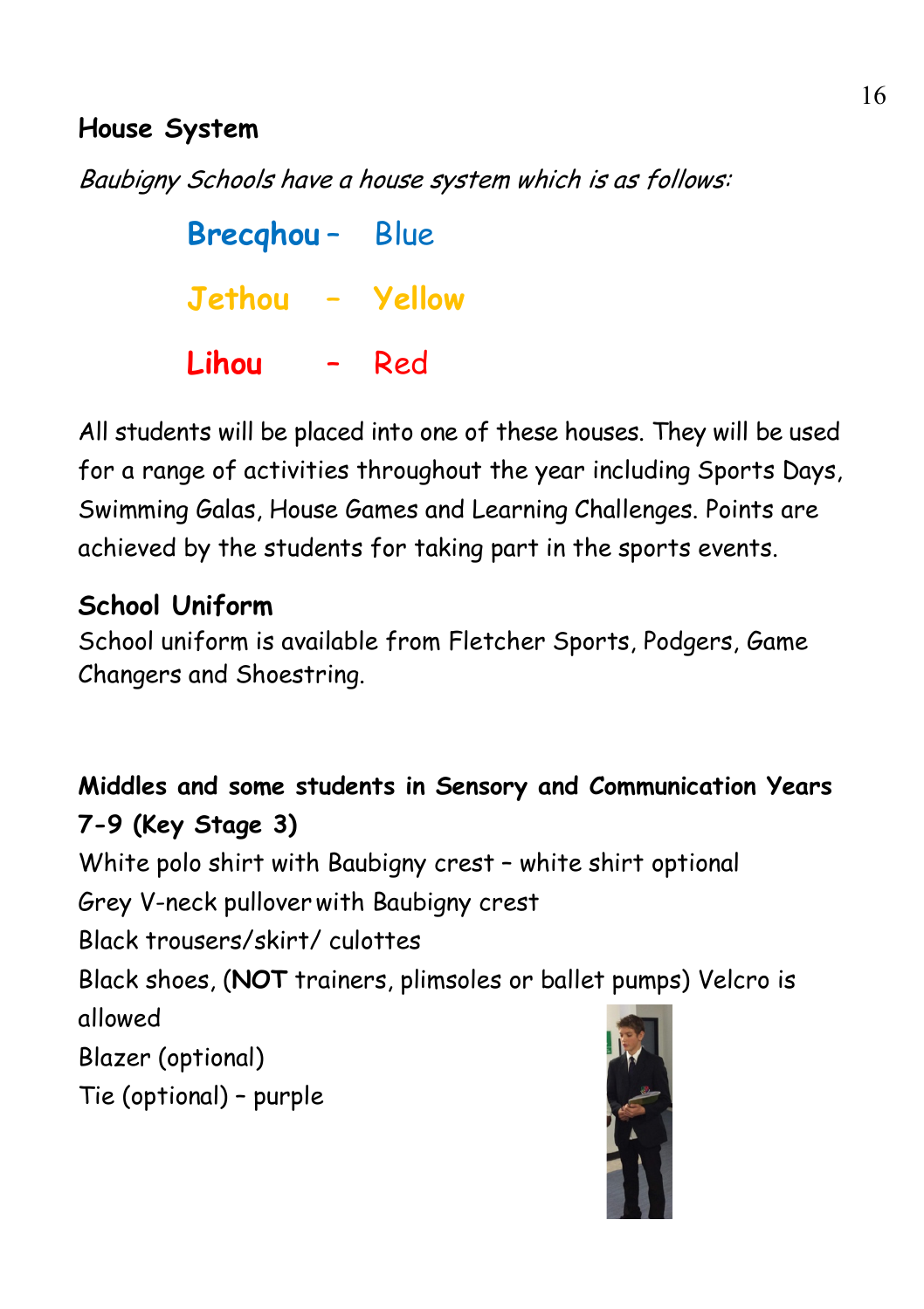## House System

*Baubigny Schools have a house system which is as follows:*

**Brecqhou** – Blue

**Jethou** – Yellow

**Lihou** – Red

All students will be placed into one of these houses. They will be used for a range of activities throughout the year including Sports Days, Swimming Galas, House Games and Learning Challenges. Points are achieved by the students for taking part in the sports events.

## School Uniform

School uniform is available from Fletcher Sports, Podgers, Game Changers and Shoestring.

### Middles and some students in Sensory and Communication Years 7-9 (Key Stage 3)

White polo shirt with Baubigny crest – white shirt optional
Grey V-neck pullover with Baubigny crest
Black trousers/skirt/ culottes
Black shoes, (**NOT** trainers, plimsoles or ballet pumps) Velcro is allowed
Blazer (optional)
Tie (optional) – purple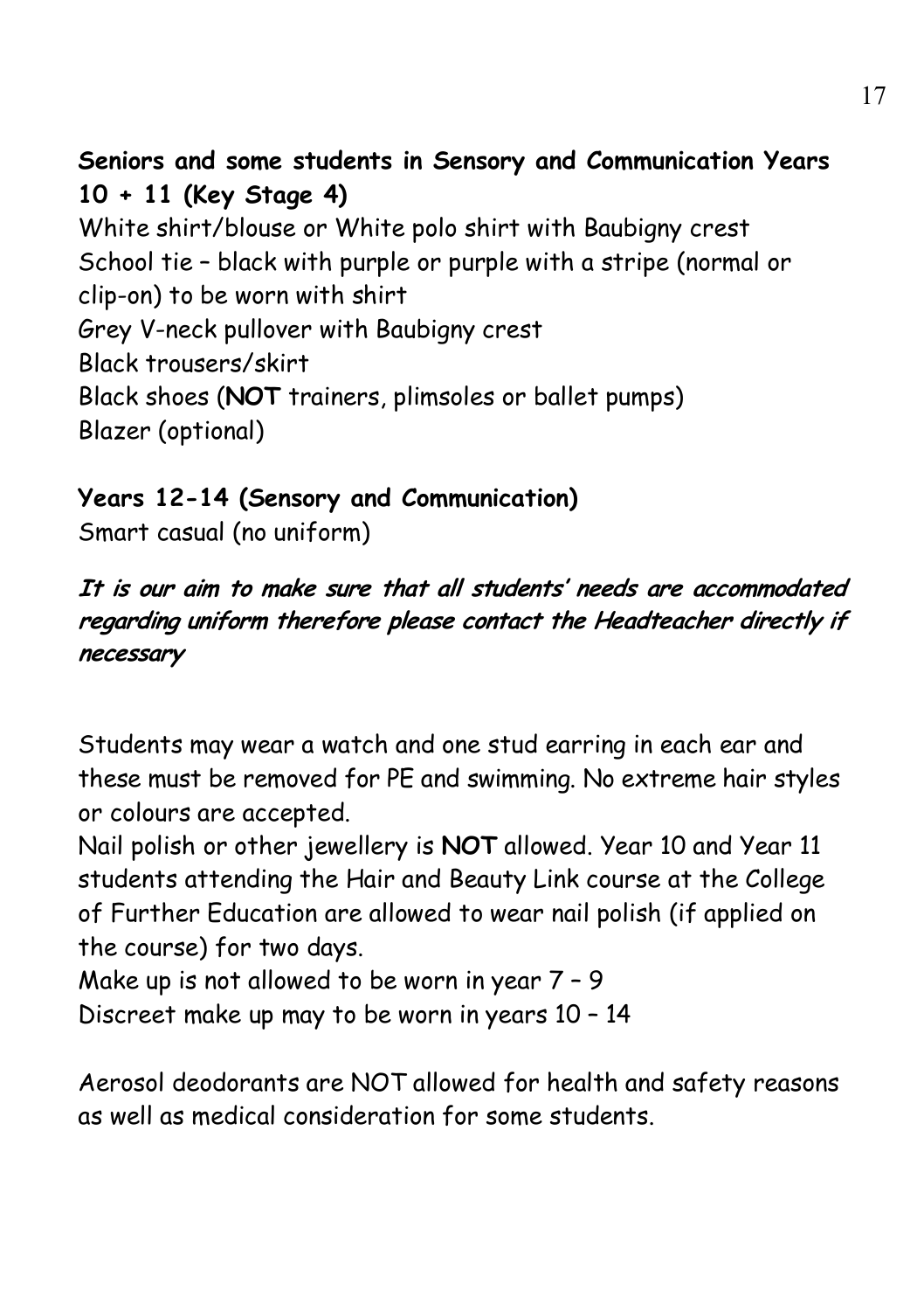**Seniors and some students in Sensory and Communication Years 10 + 11 (Key Stage 4)**

White shirt/blouse or White polo shirt with Baubigny crest
School tie – black with purple or purple with a stripe (normal or clip-on) to be worn with shirt
Grey V-neck pullover with Baubigny crest
Black trousers/skirt
Black shoes (**NOT** trainers, plimsoles or ballet pumps)
Blazer (optional)

**Years 12-14 (Sensory and Communication)**

Smart casual (no uniform)

***It is our aim to make sure that all students' needs are accommodated regarding uniform therefore please contact the Headteacher directly if necessary***

Students may wear a watch and one stud earring in each ear and these must be removed for PE and swimming. No extreme hair styles or colours are accepted.

Nail polish or other jewellery is **NOT** allowed. Year 10 and Year 11 students attending the Hair and Beauty Link course at the College of Further Education are allowed to wear nail polish (if applied on the course) for two days.

Make up is not allowed to be worn in year 7 – 9

Discreet make up may to be worn in years 10 – 14

Aerosol deodorants are NOT allowed for health and safety reasons as well as medical consideration for some students.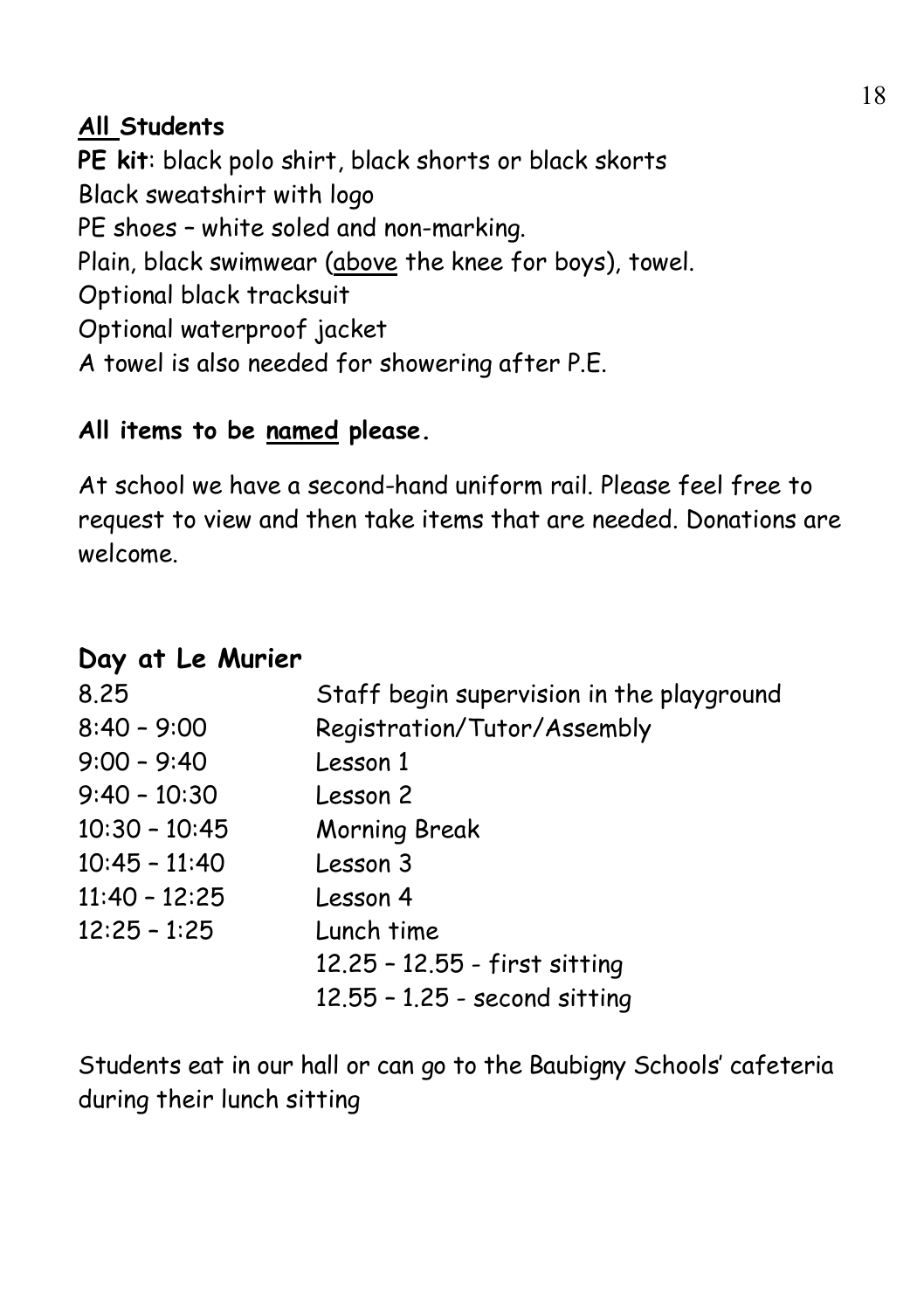**All Students**

**PE kit**: black polo shirt, black shorts or black skorts
Black sweatshirt with logo
PE shoes – white soled and non-marking.
Plain, black swimwear (above the knee for boys), towel.
Optional black tracksuit
Optional waterproof jacket
A towel is also needed for showering after P.E.

**All items to be named please.**

At school we have a second-hand uniform rail. Please feel free to request to view and then take items that are needed. Donations are welcome.

## Day at Le Murier

| | |
|---|---|
| 8.25 | Staff begin supervision in the playground |
| 8:40 – 9:00 | Registration/Tutor/Assembly |
| 9:00 – 9:40 | Lesson 1 |
| 9:40 – 10:30 | Lesson 2 |
| 10:30 – 10:45 | Morning Break |
| 10:45 – 11:40 | Lesson 3 |
| 11:40 – 12:25 | Lesson 4 |
| 12:25 – 1:25 | Lunch time |
| | 12.25 – 12.55 - first sitting |
| | 12.55 – 1.25 - second sitting |

Students eat in our hall or can go to the Baubigny Schools' cafeteria during their lunch sitting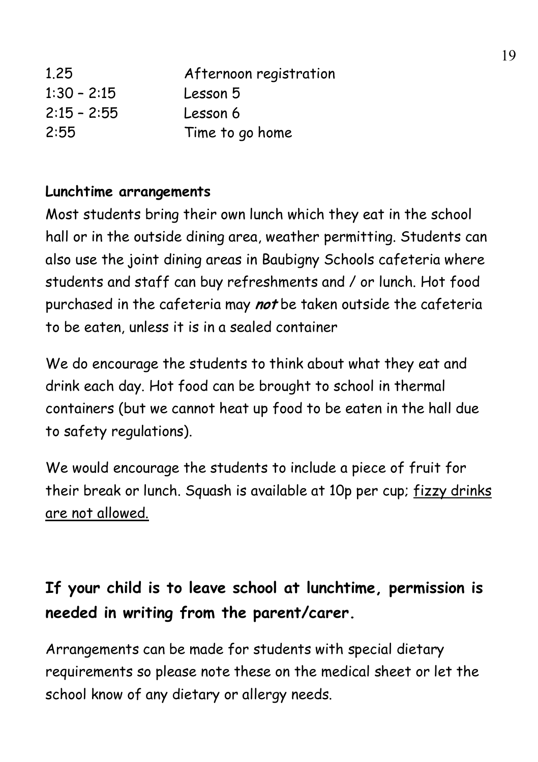| | |
|---|---|
| 1.25 | Afternoon registration |
| 1:30 – 2:15 | Lesson 5 |
| 2:15 – 2:55 | Lesson 6 |
| 2:55 | Time to go home |

**Lunchtime arrangements**

Most students bring their own lunch which they eat in the school hall or in the outside dining area, weather permitting. Students can also use the joint dining areas in Baubigny Schools cafeteria where students and staff can buy refreshments and / or lunch. Hot food purchased in the cafeteria may ***not*** be taken outside the cafeteria to be eaten, unless it is in a sealed container

We do encourage the students to think about what they eat and drink each day. Hot food can be brought to school in thermal containers (but we cannot heat up food to be eaten in the hall due to safety regulations).

We would encourage the students to include a piece of fruit for their break or lunch. Squash is available at 10p per cup; <u>fizzy drinks are not allowed.</u>

**If your child is to leave school at lunchtime, permission is needed in writing from the parent/carer.**

Arrangements can be made for students with special dietary requirements so please note these on the medical sheet or let the school know of any dietary or allergy needs.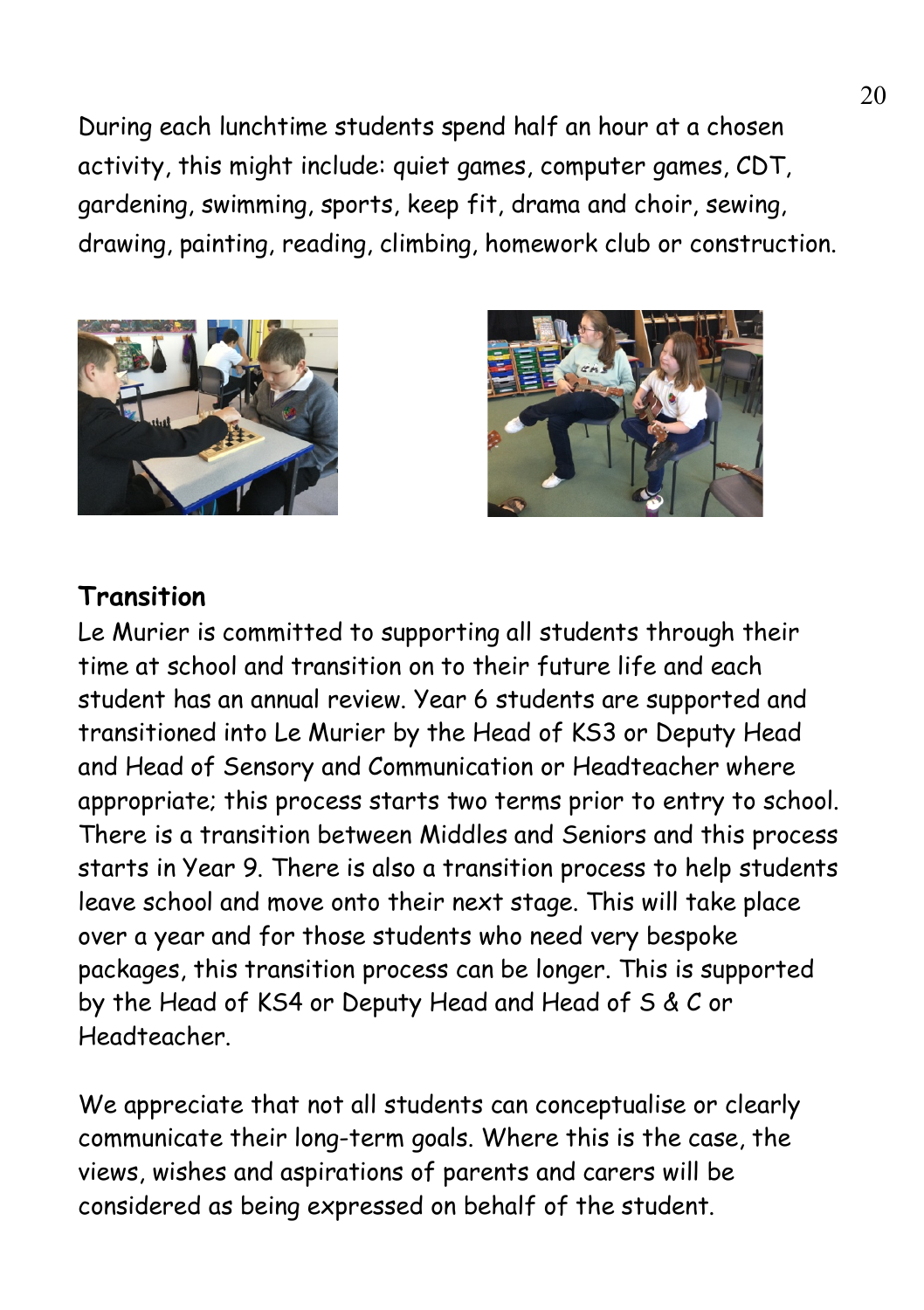During each lunchtime students spend half an hour at a chosen activity, this might include: quiet games, computer games, CDT, gardening, swimming, sports, keep fit, drama and choir, sewing, drawing, painting, reading, climbing, homework club or construction.

**Transition**

Le Murier is committed to supporting all students through their time at school and transition on to their future life and each student has an annual review. Year 6 students are supported and transitioned into Le Murier by the Head of KS3 or Deputy Head and Head of Sensory and Communication or Headteacher where appropriate; this process starts two terms prior to entry to school. There is a transition between Middles and Seniors and this process starts in Year 9. There is also a transition process to help students leave school and move onto their next stage. This will take place over a year and for those students who need very bespoke packages, this transition process can be longer. This is supported by the Head of KS4 or Deputy Head and Head of S & C or Headteacher.

We appreciate that not all students can conceptualise or clearly communicate their long-term goals. Where this is the case, the views, wishes and aspirations of parents and carers will be considered as being expressed on behalf of the student.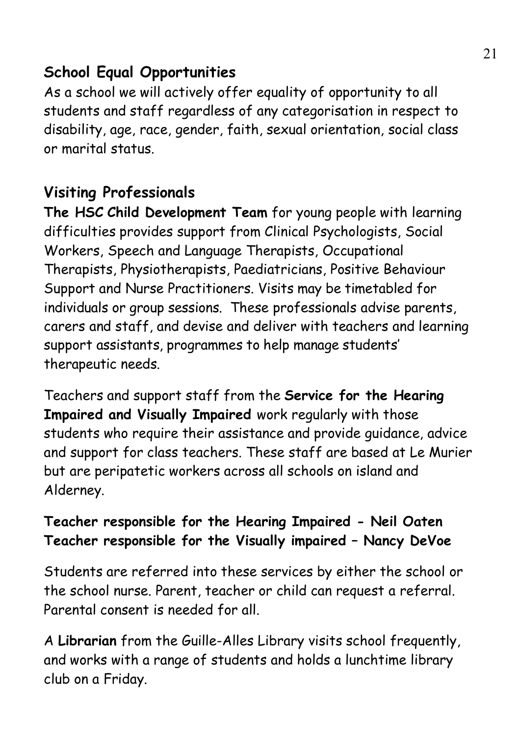## School Equal Opportunities

As a school we will actively offer equality of opportunity to all students and staff regardless of any categorisation in respect to disability, age, race, gender, faith, sexual orientation, social class or marital status.

## Visiting Professionals

**The HSC Child Development Team** for young people with learning difficulties provides support from Clinical Psychologists, Social Workers, Speech and Language Therapists, Occupational Therapists, Physiotherapists, Paediatricians, Positive Behaviour Support and Nurse Practitioners. Visits may be timetabled for individuals or group sessions. These professionals advise parents, carers and staff, and devise and deliver with teachers and learning support assistants, programmes to help manage students' therapeutic needs.

Teachers and support staff from the **Service for the Hearing Impaired and Visually Impaired** work regularly with those students who require their assistance and provide guidance, advice and support for class teachers. These staff are based at Le Murier but are peripatetic workers across all schools on island and Alderney.

**Teacher responsible for the Hearing Impaired - Neil Oaten**
**Teacher responsible for the Visually impaired – Nancy DeVoe**

Students are referred into these services by either the school or the school nurse. Parent, teacher or child can request a referral. Parental consent is needed for all.

A **Librarian** from the Guille-Alles Library visits school frequently, and works with a range of students and holds a lunchtime library club on a Friday.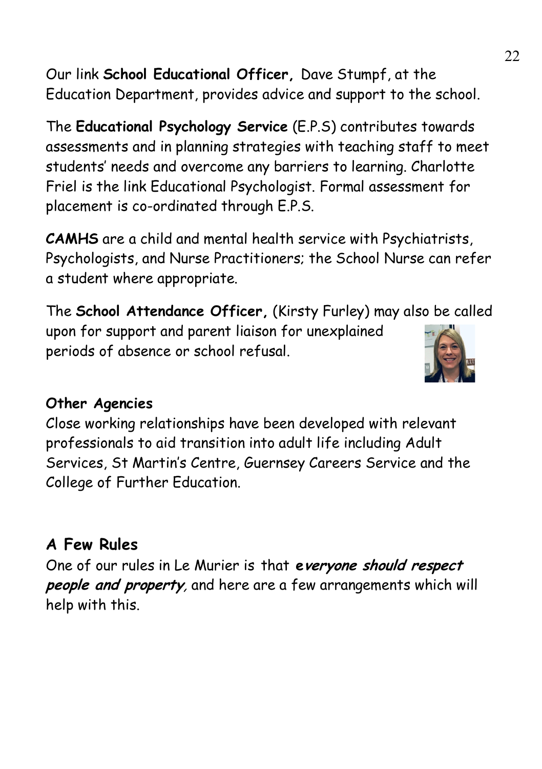Our link **School Educational Officer,** Dave Stumpf, at the Education Department, provides advice and support to the school.

The **Educational Psychology Service** (E.P.S) contributes towards assessments and in planning strategies with teaching staff to meet students' needs and overcome any barriers to learning. Charlotte Friel is the link Educational Psychologist. Formal assessment for placement is co-ordinated through E.P.S.

**CAMHS** are a child and mental health service with Psychiatrists, Psychologists, and Nurse Practitioners; the School Nurse can refer a student where appropriate.

The **School Attendance Officer,** (Kirsty Furley) may also be called upon for support and parent liaison for unexplained periods of absence or school refusal.

**Other Agencies**

Close working relationships have been developed with relevant professionals to aid transition into adult life including Adult Services, St Martin's Centre, Guernsey Careers Service and the College of Further Education.

## A Few Rules

One of our rules in Le Murier is that ***everyone should respect people and property***, and here are a few arrangements which will help with this.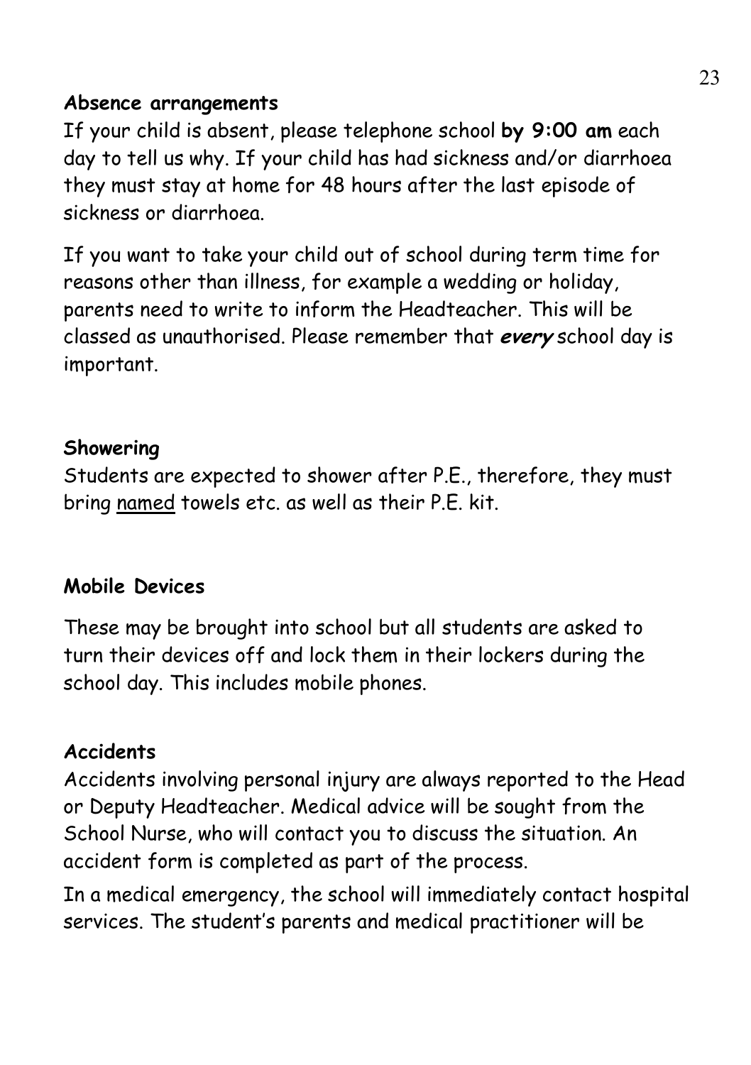**Absence arrangements**

If your child is absent, please telephone school **by 9:00 am** each day to tell us why. If your child has had sickness and/or diarrhoea they must stay at home for 48 hours after the last episode of sickness or diarrhoea.

If you want to take your child out of school during term time for reasons other than illness, for example a wedding or holiday, parents need to write to inform the Headteacher. This will be classed as unauthorised. Please remember that ***every*** school day is important.

**Showering**

Students are expected to shower after P.E., therefore, they must bring <u>named</u> towels etc. as well as their P.E. kit.

**Mobile Devices**

These may be brought into school but all students are asked to turn their devices off and lock them in their lockers during the school day. This includes mobile phones.

**Accidents**

Accidents involving personal injury are always reported to the Head or Deputy Headteacher. Medical advice will be sought from the School Nurse, who will contact you to discuss the situation. An accident form is completed as part of the process.

In a medical emergency, the school will immediately contact hospital services. The student's parents and medical practitioner will be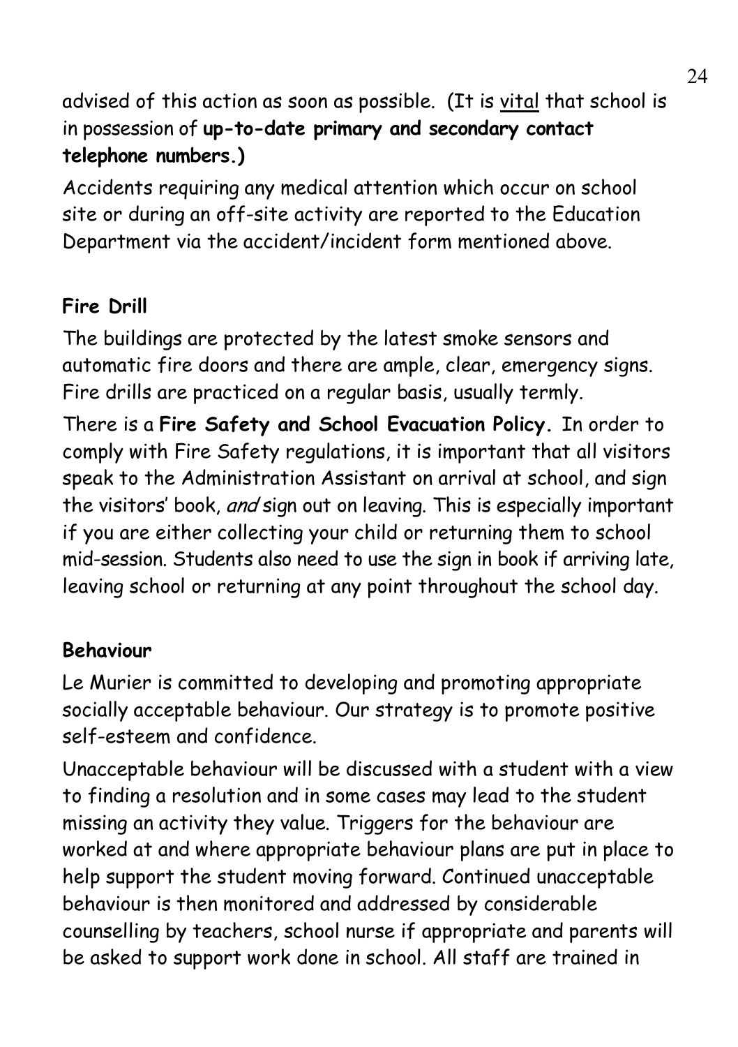advised of this action as soon as possible. (It is vital that school is in possession of **up-to-date primary and secondary contact telephone numbers.)**

Accidents requiring any medical attention which occur on school site or during an off-site activity are reported to the Education Department via the accident/incident form mentioned above.

### Fire Drill

The buildings are protected by the latest smoke sensors and automatic fire doors and there are ample, clear, emergency signs. Fire drills are practiced on a regular basis, usually termly.

There is a **Fire Safety and School Evacuation Policy.** In order to comply with Fire Safety regulations, it is important that all visitors speak to the Administration Assistant on arrival at school, and sign the visitors' book, *and* sign out on leaving. This is especially important if you are either collecting your child or returning them to school mid-session. Students also need to use the sign in book if arriving late, leaving school or returning at any point throughout the school day.

### Behaviour

Le Murier is committed to developing and promoting appropriate socially acceptable behaviour. Our strategy is to promote positive self-esteem and confidence.

Unacceptable behaviour will be discussed with a student with a view to finding a resolution and in some cases may lead to the student missing an activity they value. Triggers for the behaviour are worked at and where appropriate behaviour plans are put in place to help support the student moving forward. Continued unacceptable behaviour is then monitored and addressed by considerable counselling by teachers, school nurse if appropriate and parents will be asked to support work done in school. All staff are trained in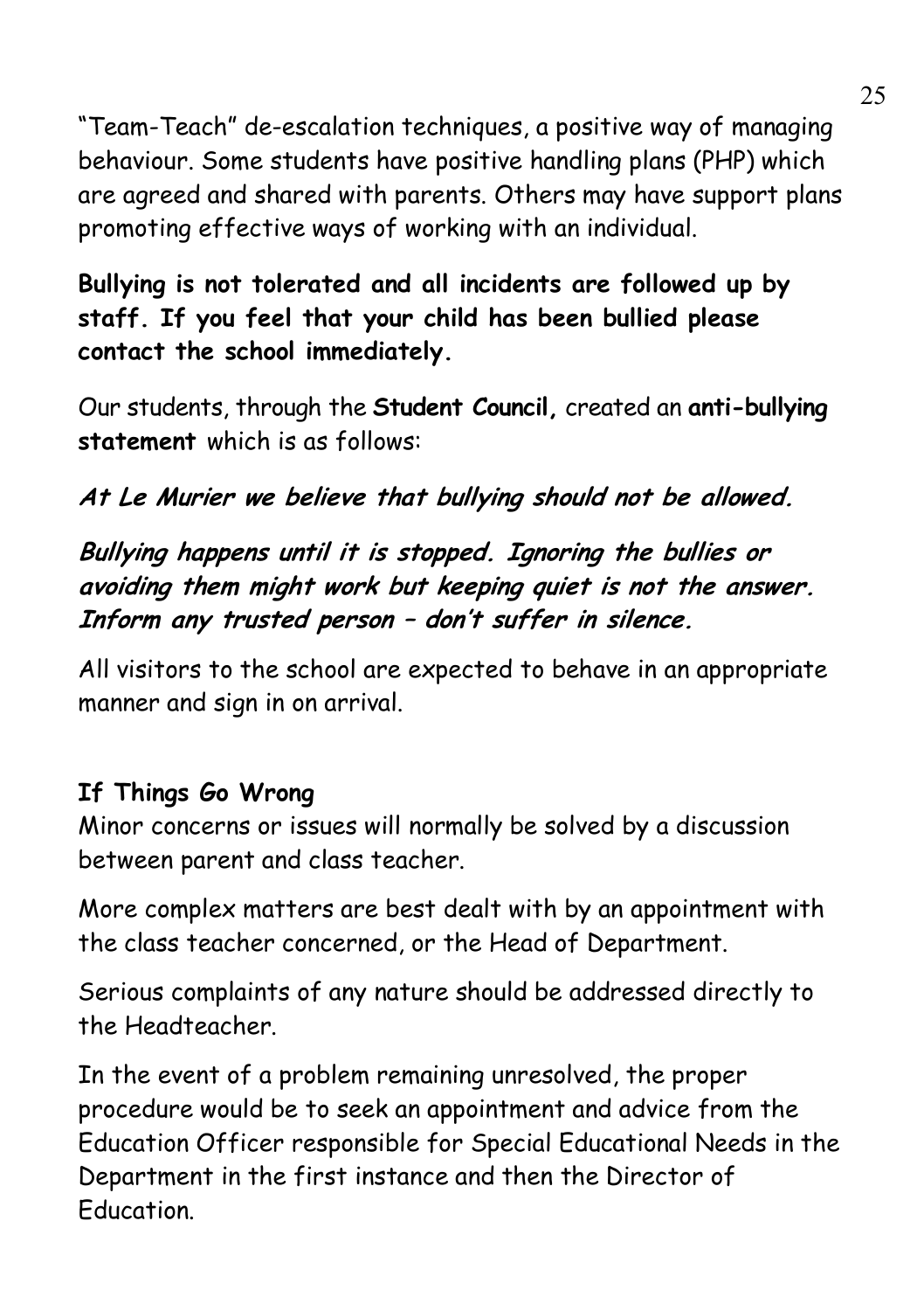"Team-Teach" de-escalation techniques, a positive way of managing behaviour. Some students have positive handling plans (PHP) which are agreed and shared with parents. Others may have support plans promoting effective ways of working with an individual.

**Bullying is not tolerated and all incidents are followed up by staff. If you feel that your child has been bullied please contact the school immediately.**

Our students, through the **Student Council,** created an **anti-bullying statement** which is as follows:

***At Le Murier we believe that bullying should not be allowed.***

***Bullying happens until it is stopped. Ignoring the bullies or avoiding them might work but keeping quiet is not the answer. Inform any trusted person – don't suffer in silence.***

All visitors to the school are expected to behave in an appropriate manner and sign in on arrival.

**If Things Go Wrong**

Minor concerns or issues will normally be solved by a discussion between parent and class teacher.

More complex matters are best dealt with by an appointment with the class teacher concerned, or the Head of Department.

Serious complaints of any nature should be addressed directly to the Headteacher.

In the event of a problem remaining unresolved, the proper procedure would be to seek an appointment and advice from the Education Officer responsible for Special Educational Needs in the Department in the first instance and then the Director of Education.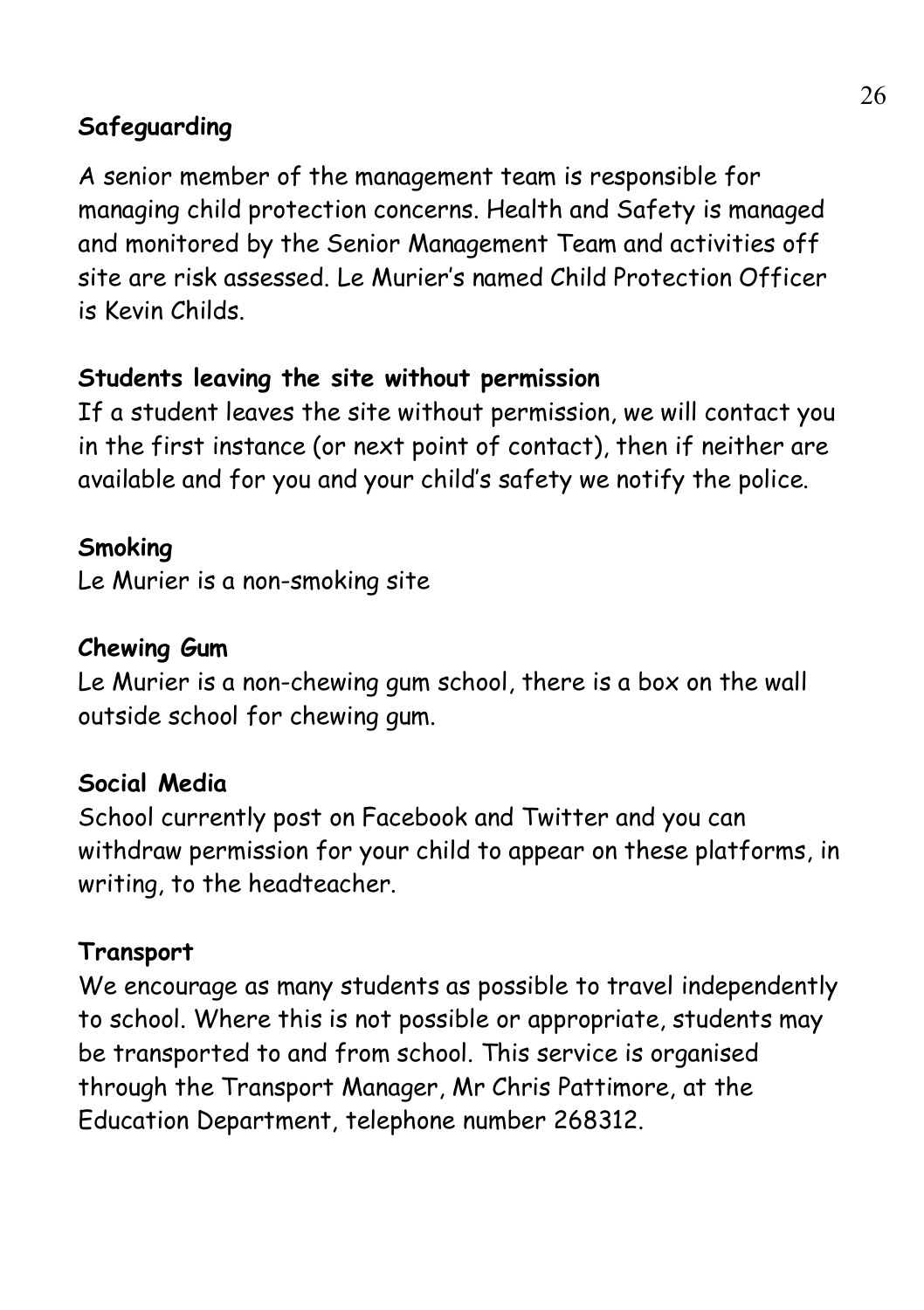**Safeguarding**

A senior member of the management team is responsible for managing child protection concerns. Health and Safety is managed and monitored by the Senior Management Team and activities off site are risk assessed. Le Murier's named Child Protection Officer is Kevin Childs.

**Students leaving the site without permission**

If a student leaves the site without permission, we will contact you in the first instance (or next point of contact), then if neither are available and for you and your child's safety we notify the police.

**Smoking**

Le Murier is a non-smoking site

**Chewing Gum**

Le Murier is a non-chewing gum school, there is a box on the wall outside school for chewing gum.

**Social Media**

School currently post on Facebook and Twitter and you can withdraw permission for your child to appear on these platforms, in writing, to the headteacher.

**Transport**

We encourage as many students as possible to travel independently to school. Where this is not possible or appropriate, students may be transported to and from school. This service is organised through the Transport Manager, Mr Chris Pattimore, at the Education Department, telephone number 268312.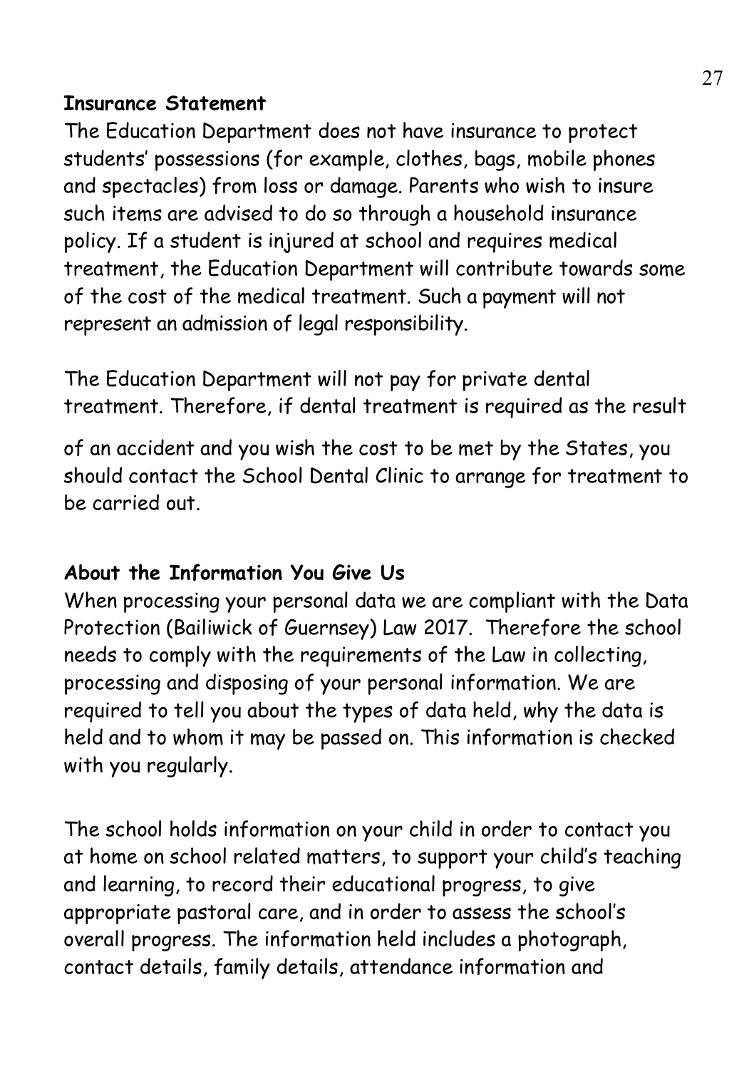**Insurance Statement**

The Education Department does not have insurance to protect students' possessions (for example, clothes, bags, mobile phones and spectacles) from loss or damage. Parents who wish to insure such items are advised to do so through a household insurance policy. If a student is injured at school and requires medical treatment, the Education Department will contribute towards some of the cost of the medical treatment. Such a payment will not represent an admission of legal responsibility.

The Education Department will not pay for private dental treatment. Therefore, if dental treatment is required as the result of an accident and you wish the cost to be met by the States, you should contact the School Dental Clinic to arrange for treatment to be carried out.

**About the Information You Give Us**

When processing your personal data we are compliant with the Data Protection (Bailiwick of Guernsey) Law 2017. Therefore the school needs to comply with the requirements of the Law in collecting, processing and disposing of your personal information. We are required to tell you about the types of data held, why the data is held and to whom it may be passed on. This information is checked with you regularly.

The school holds information on your child in order to contact you at home on school related matters, to support your child's teaching and learning, to record their educational progress, to give appropriate pastoral care, and in order to assess the school's overall progress. The information held includes a photograph, contact details, family details, attendance information and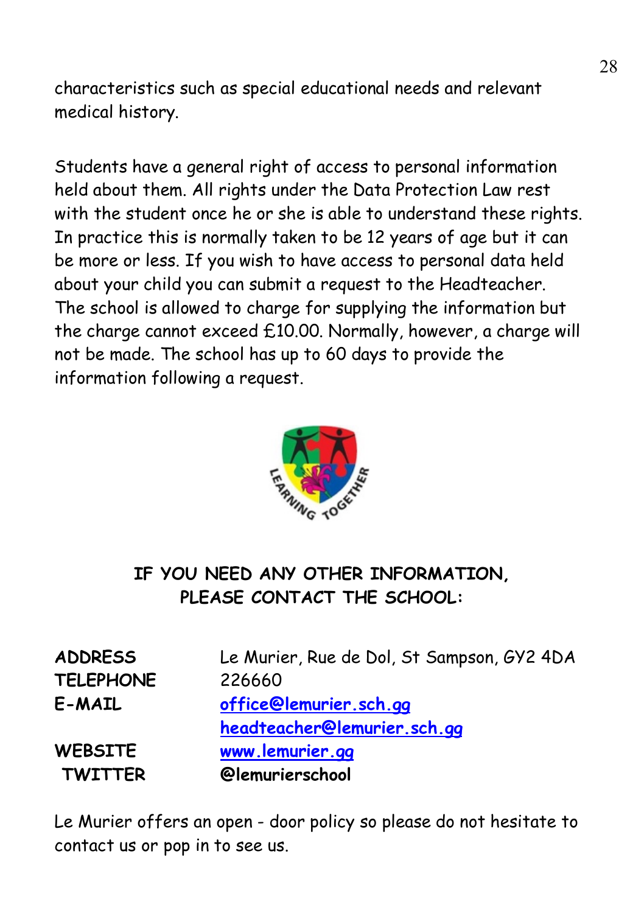characteristics such as special educational needs and relevant medical history.

Students have a general right of access to personal information held about them. All rights under the Data Protection Law rest with the student once he or she is able to understand these rights. In practice this is normally taken to be 12 years of age but it can be more or less. If you wish to have access to personal data held about your child you can submit a request to the Headteacher. The school is allowed to charge for supplying the information but the charge cannot exceed £10.00. Normally, however, a charge will not be made. The school has up to 60 days to provide the information following a request.

**IF YOU NEED ANY OTHER INFORMATION, PLEASE CONTACT THE SCHOOL:**

| | |
|---|---|
| **ADDRESS** | Le Murier, Rue de Dol, St Sampson, GY2 4DA |
| **TELEPHONE** | 226660 |
| **E-MAIL** | office@lemurier.sch.gg |
| | headteacher@lemurier.sch.gg |
| **WEBSITE** | www.lemurier.gg |
| **TWITTER** | **@lemurierschool** |

Le Murier offers an open - door policy so please do not hesitate to contact us or pop in to see us.